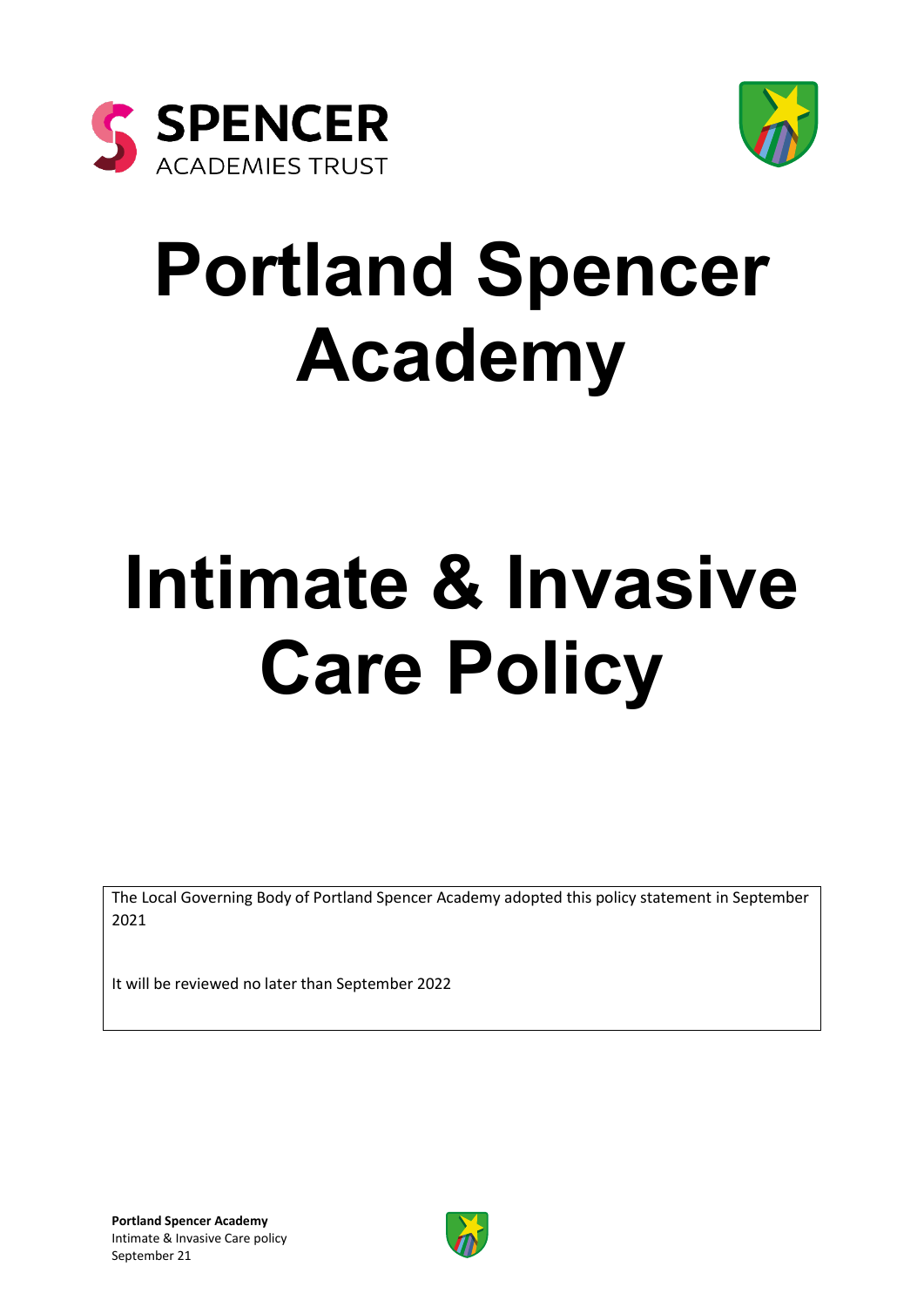SPENCER ACADEMIES TRUST

# Portland Spencer Academy

# Intimate & Invasive Care Policy

The Local Governing Body of Portland Spencer Academy adopted this policy statement in September 2021

It will be reviewed no later than September 2022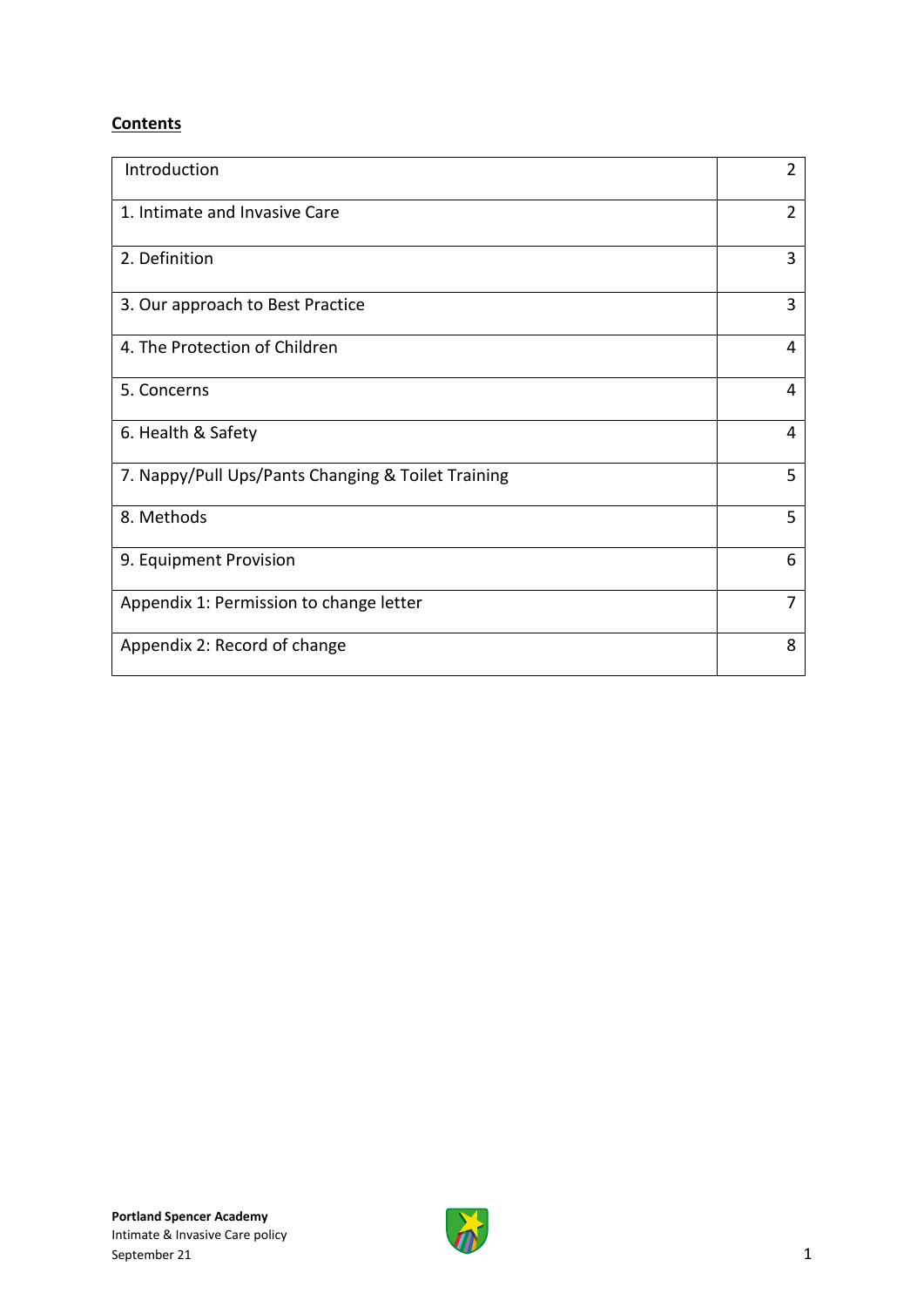**Contents**

| | |
|---|---|
| Introduction | 2 |
| 1. Intimate and Invasive Care | 2 |
| 2. Definition | 3 |
| 3. Our approach to Best Practice | 3 |
| 4. The Protection of Children | 4 |
| 5. Concerns | 4 |
| 6. Health & Safety | 4 |
| 7. Nappy/Pull Ups/Pants Changing & Toilet Training | 5 |
| 8. Methods | 5 |
| 9. Equipment Provision | 6 |
| Appendix 1: Permission to change letter | 7 |
| Appendix 2: Record of change | 8 |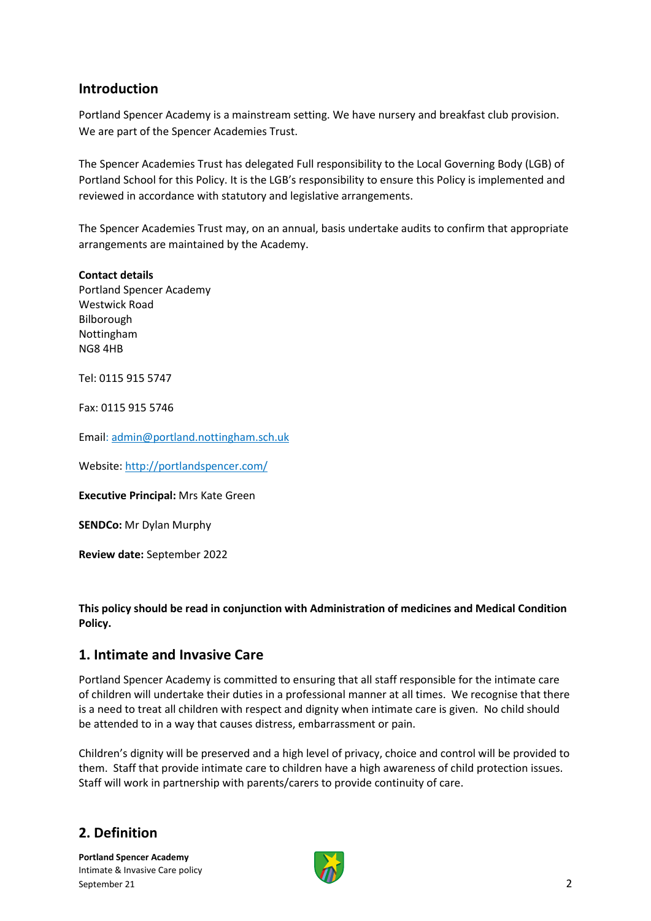## Introduction

Portland Spencer Academy is a mainstream setting. We have nursery and breakfast club provision. We are part of the Spencer Academies Trust.

The Spencer Academies Trust has delegated Full responsibility to the Local Governing Body (LGB) of Portland School for this Policy. It is the LGB's responsibility to ensure this Policy is implemented and reviewed in accordance with statutory and legislative arrangements.

The Spencer Academies Trust may, on an annual, basis undertake audits to confirm that appropriate arrangements are maintained by the Academy.

**Contact details**
Portland Spencer Academy
Westwick Road
Bilborough
Nottingham
NG8 4HB

Tel: 0115 915 5747

Fax: 0115 915 5746

Email: admin@portland.nottingham.sch.uk

Website: http://portlandspencer.com/

**Executive Principal:** Mrs Kate Green

**SENDCo:** Mr Dylan Murphy

**Review date:** September 2022

**This policy should be read in conjunction with Administration of medicines and Medical Condition Policy.**

## 1. Intimate and Invasive Care

Portland Spencer Academy is committed to ensuring that all staff responsible for the intimate care of children will undertake their duties in a professional manner at all times. We recognise that there is a need to treat all children with respect and dignity when intimate care is given. No child should be attended to in a way that causes distress, embarrassment or pain.

Children's dignity will be preserved and a high level of privacy, choice and control will be provided to them. Staff that provide intimate care to children have a high awareness of child protection issues. Staff will work in partnership with parents/carers to provide continuity of care.

## 2. Definition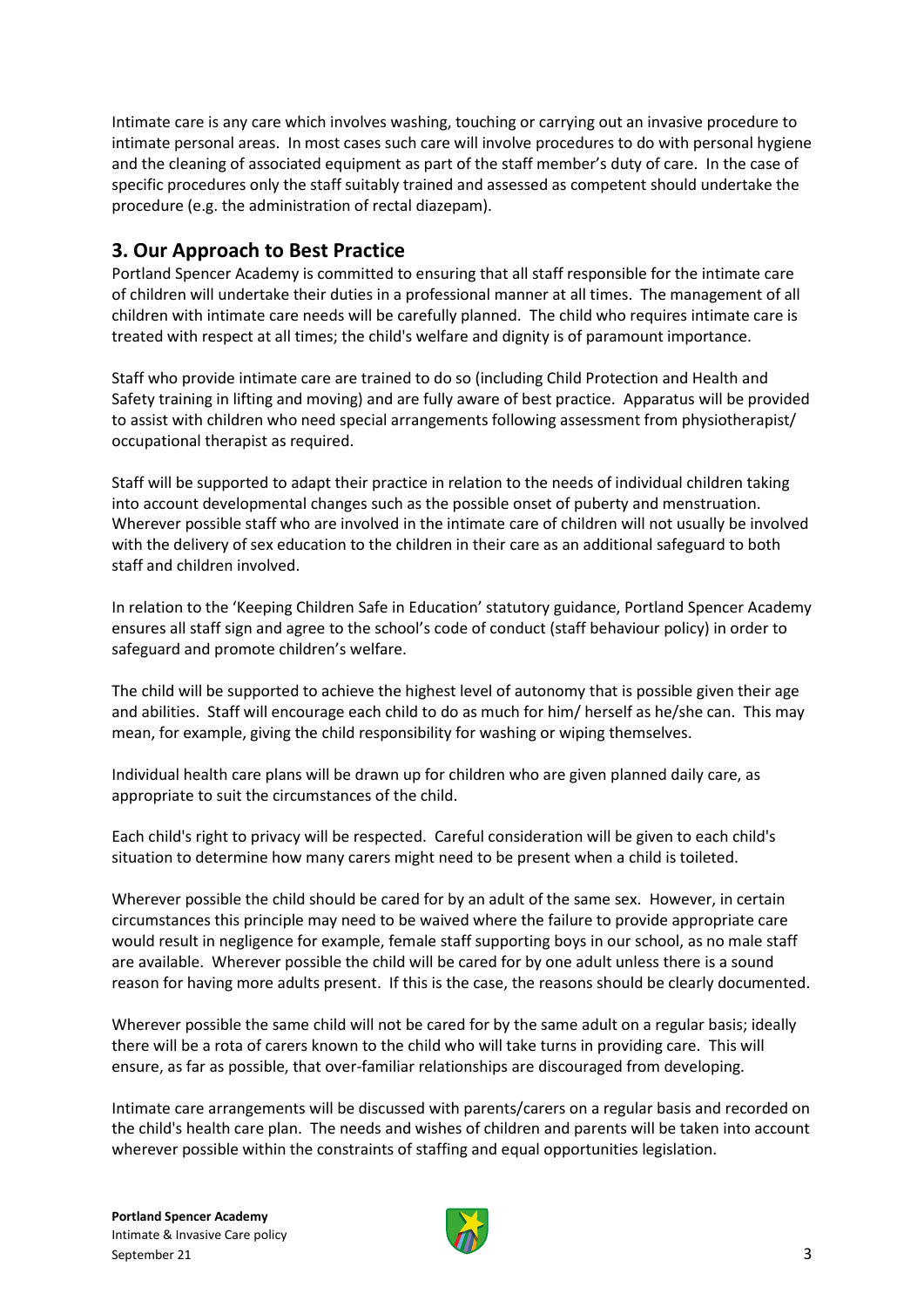Intimate care is any care which involves washing, touching or carrying out an invasive procedure to intimate personal areas. In most cases such care will involve procedures to do with personal hygiene and the cleaning of associated equipment as part of the staff member's duty of care. In the case of specific procedures only the staff suitably trained and assessed as competent should undertake the procedure (e.g. the administration of rectal diazepam).

## 3. Our Approach to Best Practice

Portland Spencer Academy is committed to ensuring that all staff responsible for the intimate care of children will undertake their duties in a professional manner at all times. The management of all children with intimate care needs will be carefully planned. The child who requires intimate care is treated with respect at all times; the child's welfare and dignity is of paramount importance.

Staff who provide intimate care are trained to do so (including Child Protection and Health and Safety training in lifting and moving) and are fully aware of best practice. Apparatus will be provided to assist with children who need special arrangements following assessment from physiotherapist/ occupational therapist as required.

Staff will be supported to adapt their practice in relation to the needs of individual children taking into account developmental changes such as the possible onset of puberty and menstruation. Wherever possible staff who are involved in the intimate care of children will not usually be involved with the delivery of sex education to the children in their care as an additional safeguard to both staff and children involved.

In relation to the 'Keeping Children Safe in Education' statutory guidance, Portland Spencer Academy ensures all staff sign and agree to the school's code of conduct (staff behaviour policy) in order to safeguard and promote children's welfare.

The child will be supported to achieve the highest level of autonomy that is possible given their age and abilities. Staff will encourage each child to do as much for him/ herself as he/she can. This may mean, for example, giving the child responsibility for washing or wiping themselves.

Individual health care plans will be drawn up for children who are given planned daily care, as appropriate to suit the circumstances of the child.

Each child's right to privacy will be respected. Careful consideration will be given to each child's situation to determine how many carers might need to be present when a child is toileted.

Wherever possible the child should be cared for by an adult of the same sex. However, in certain circumstances this principle may need to be waived where the failure to provide appropriate care would result in negligence for example, female staff supporting boys in our school, as no male staff are available. Wherever possible the child will be cared for by one adult unless there is a sound reason for having more adults present. If this is the case, the reasons should be clearly documented.

Wherever possible the same child will not be cared for by the same adult on a regular basis; ideally there will be a rota of carers known to the child who will take turns in providing care. This will ensure, as far as possible, that over-familiar relationships are discouraged from developing.

Intimate care arrangements will be discussed with parents/carers on a regular basis and recorded on the child's health care plan. The needs and wishes of children and parents will be taken into account wherever possible within the constraints of staffing and equal opportunities legislation.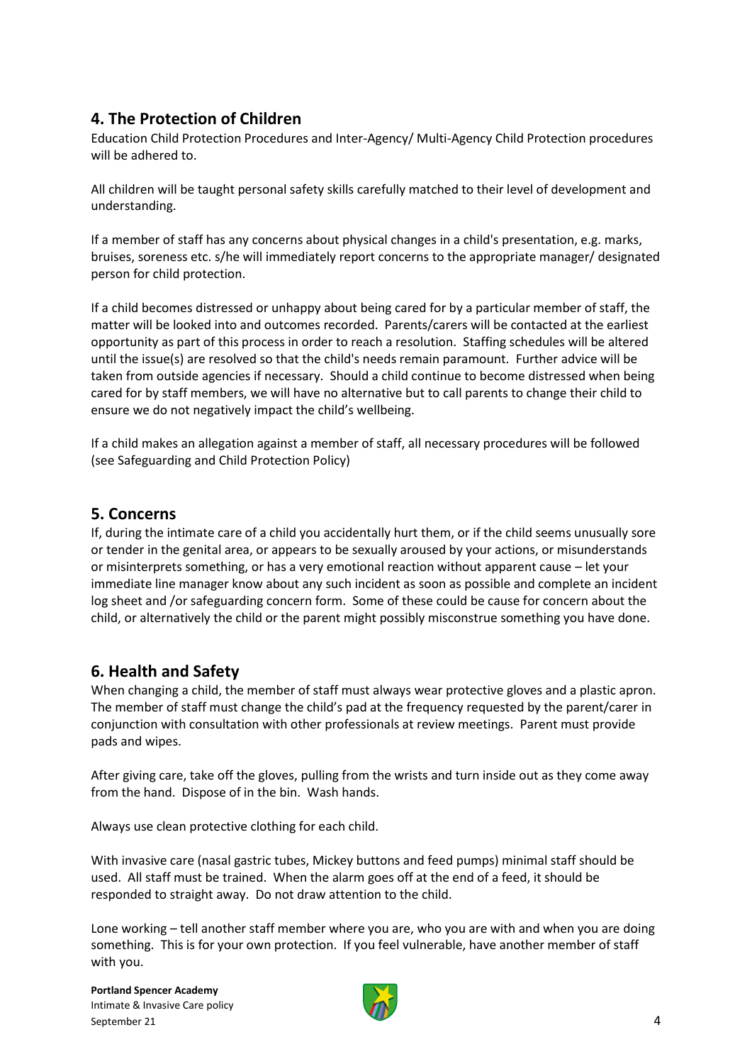## 4. The Protection of Children

Education Child Protection Procedures and Inter-Agency/ Multi-Agency Child Protection procedures will be adhered to.

All children will be taught personal safety skills carefully matched to their level of development and understanding.

If a member of staff has any concerns about physical changes in a child's presentation, e.g. marks, bruises, soreness etc. s/he will immediately report concerns to the appropriate manager/ designated person for child protection.

If a child becomes distressed or unhappy about being cared for by a particular member of staff, the matter will be looked into and outcomes recorded. Parents/carers will be contacted at the earliest opportunity as part of this process in order to reach a resolution. Staffing schedules will be altered until the issue(s) are resolved so that the child's needs remain paramount. Further advice will be taken from outside agencies if necessary. Should a child continue to become distressed when being cared for by staff members, we will have no alternative but to call parents to change their child to ensure we do not negatively impact the child's wellbeing.

If a child makes an allegation against a member of staff, all necessary procedures will be followed (see Safeguarding and Child Protection Policy)

## 5. Concerns

If, during the intimate care of a child you accidentally hurt them, or if the child seems unusually sore or tender in the genital area, or appears to be sexually aroused by your actions, or misunderstands or misinterprets something, or has a very emotional reaction without apparent cause – let your immediate line manager know about any such incident as soon as possible and complete an incident log sheet and /or safeguarding concern form. Some of these could be cause for concern about the child, or alternatively the child or the parent might possibly misconstrue something you have done.

## 6. Health and Safety

When changing a child, the member of staff must always wear protective gloves and a plastic apron. The member of staff must change the child's pad at the frequency requested by the parent/carer in conjunction with consultation with other professionals at review meetings. Parent must provide pads and wipes.

After giving care, take off the gloves, pulling from the wrists and turn inside out as they come away from the hand. Dispose of in the bin. Wash hands.

Always use clean protective clothing for each child.

With invasive care (nasal gastric tubes, Mickey buttons and feed pumps) minimal staff should be used. All staff must be trained. When the alarm goes off at the end of a feed, it should be responded to straight away. Do not draw attention to the child.

Lone working – tell another staff member where you are, who you are with and when you are doing something. This is for your own protection. If you feel vulnerable, have another member of staff with you.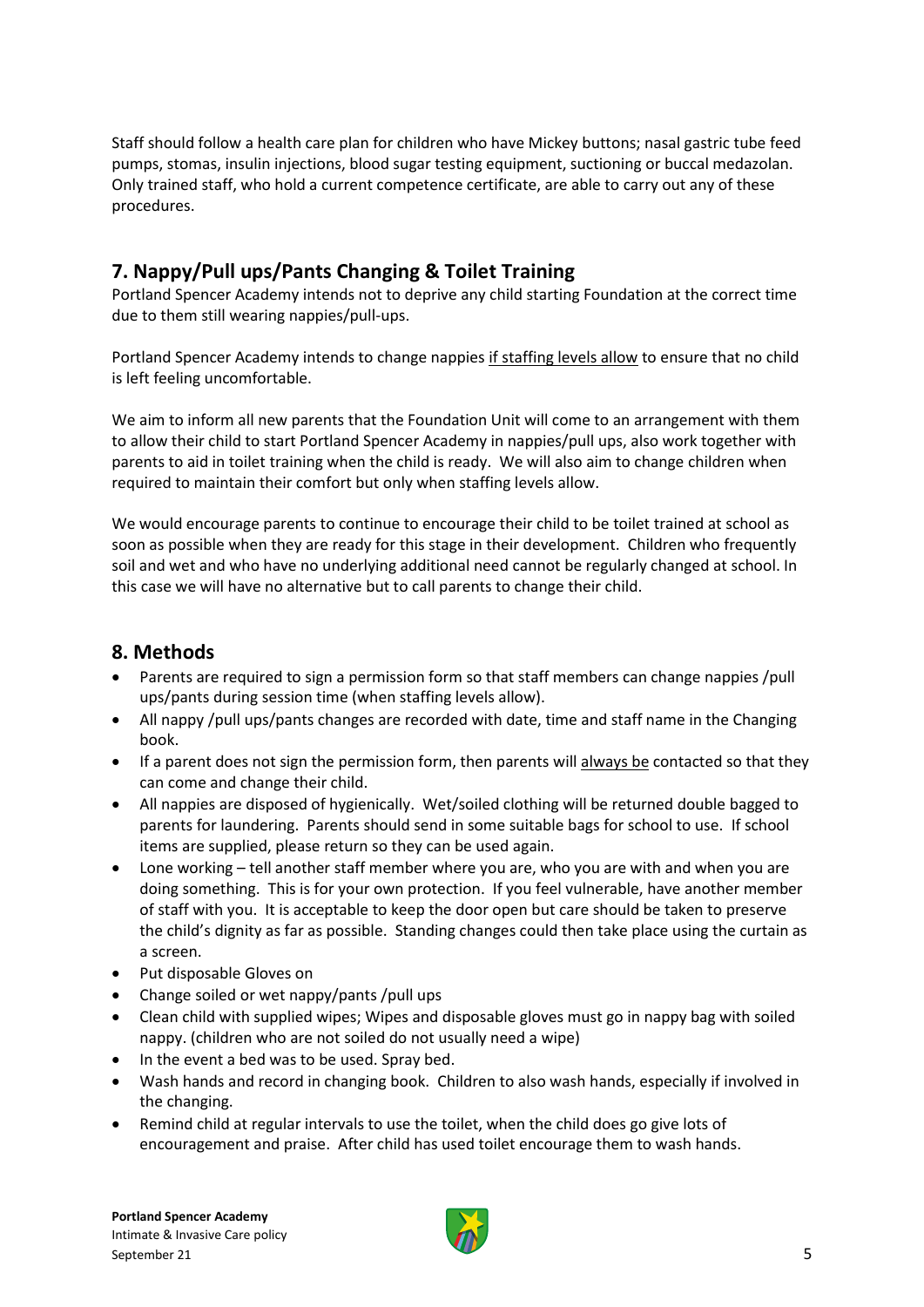Staff should follow a health care plan for children who have Mickey buttons; nasal gastric tube feed pumps, stomas, insulin injections, blood sugar testing equipment, suctioning or buccal medazolan. Only trained staff, who hold a current competence certificate, are able to carry out any of these procedures.

## 7. Nappy/Pull ups/Pants Changing & Toilet Training

Portland Spencer Academy intends not to deprive any child starting Foundation at the correct time due to them still wearing nappies/pull-ups.

Portland Spencer Academy intends to change nappies <u>if staffing levels allow</u> to ensure that no child is left feeling uncomfortable.

We aim to inform all new parents that the Foundation Unit will come to an arrangement with them to allow their child to start Portland Spencer Academy in nappies/pull ups, also work together with parents to aid in toilet training when the child is ready. We will also aim to change children when required to maintain their comfort but only when staffing levels allow.

We would encourage parents to continue to encourage their child to be toilet trained at school as soon as possible when they are ready for this stage in their development. Children who frequently soil and wet and who have no underlying additional need cannot be regularly changed at school. In this case we will have no alternative but to call parents to change their child.

## 8. Methods

- Parents are required to sign a permission form so that staff members can change nappies /pull ups/pants during session time (when staffing levels allow).
- All nappy /pull ups/pants changes are recorded with date, time and staff name in the Changing book.
- If a parent does not sign the permission form, then parents will <u>always be</u> contacted so that they can come and change their child.
- All nappies are disposed of hygienically. Wet/soiled clothing will be returned double bagged to parents for laundering. Parents should send in some suitable bags for school to use. If school items are supplied, please return so they can be used again.
- Lone working – tell another staff member where you are, who you are with and when you are doing something. This is for your own protection. If you feel vulnerable, have another member of staff with you. It is acceptable to keep the door open but care should be taken to preserve the child's dignity as far as possible. Standing changes could then take place using the curtain as a screen.
- Put disposable Gloves on
- Change soiled or wet nappy/pants /pull ups
- Clean child with supplied wipes; Wipes and disposable gloves must go in nappy bag with soiled nappy. (children who are not soiled do not usually need a wipe)
- In the event a bed was to be used. Spray bed.
- Wash hands and record in changing book. Children to also wash hands, especially if involved in the changing.
- Remind child at regular intervals to use the toilet, when the child does go give lots of encouragement and praise. After child has used toilet encourage them to wash hands.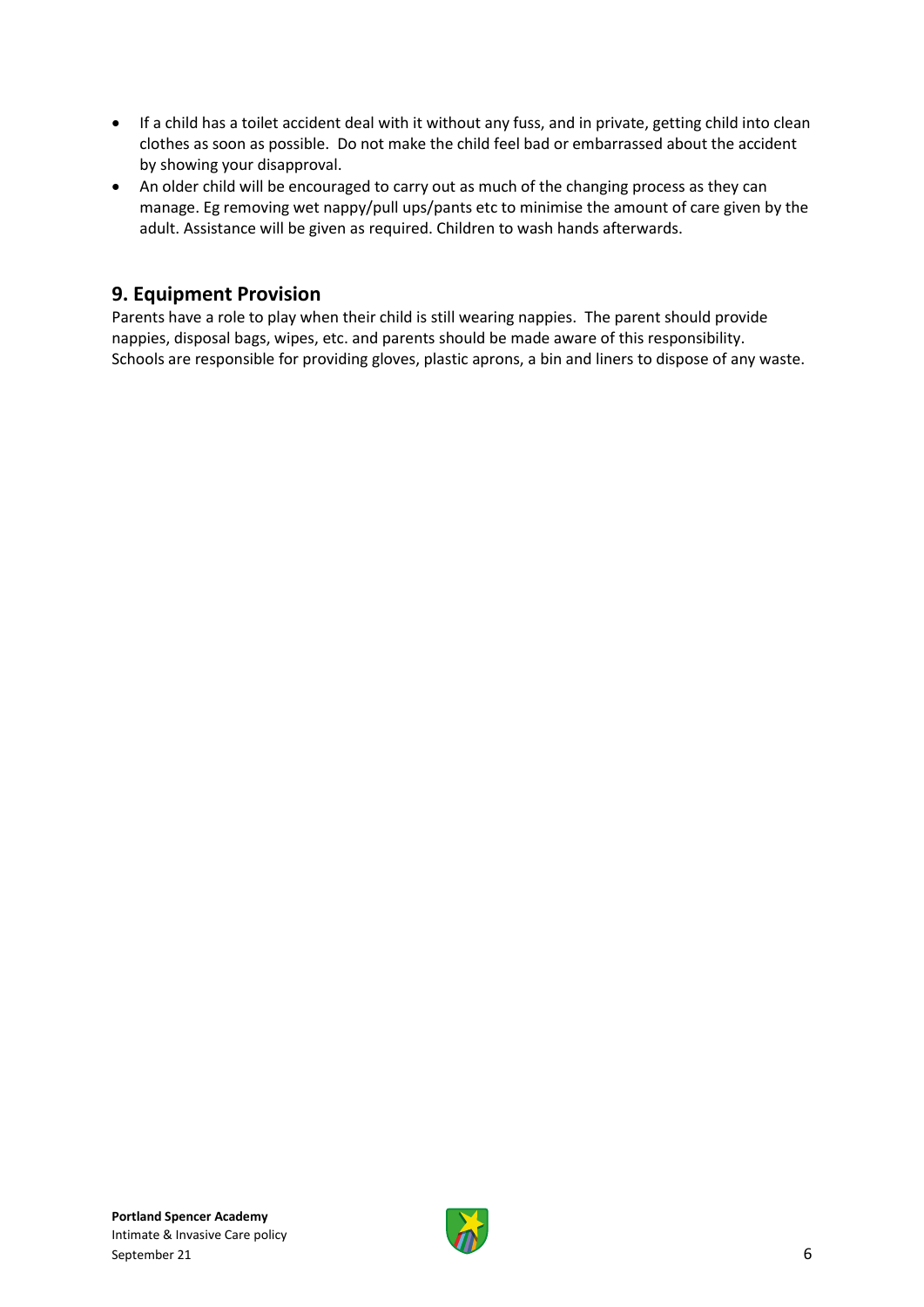- If a child has a toilet accident deal with it without any fuss, and in private, getting child into clean clothes as soon as possible. Do not make the child feel bad or embarrassed about the accident by showing your disapproval.
- An older child will be encouraged to carry out as much of the changing process as they can manage. Eg removing wet nappy/pull ups/pants etc to minimise the amount of care given by the adult. Assistance will be given as required. Children to wash hands afterwards.

## 9. Equipment Provision

Parents have a role to play when their child is still wearing nappies. The parent should provide nappies, disposal bags, wipes, etc. and parents should be made aware of this responsibility. Schools are responsible for providing gloves, plastic aprons, a bin and liners to dispose of any waste.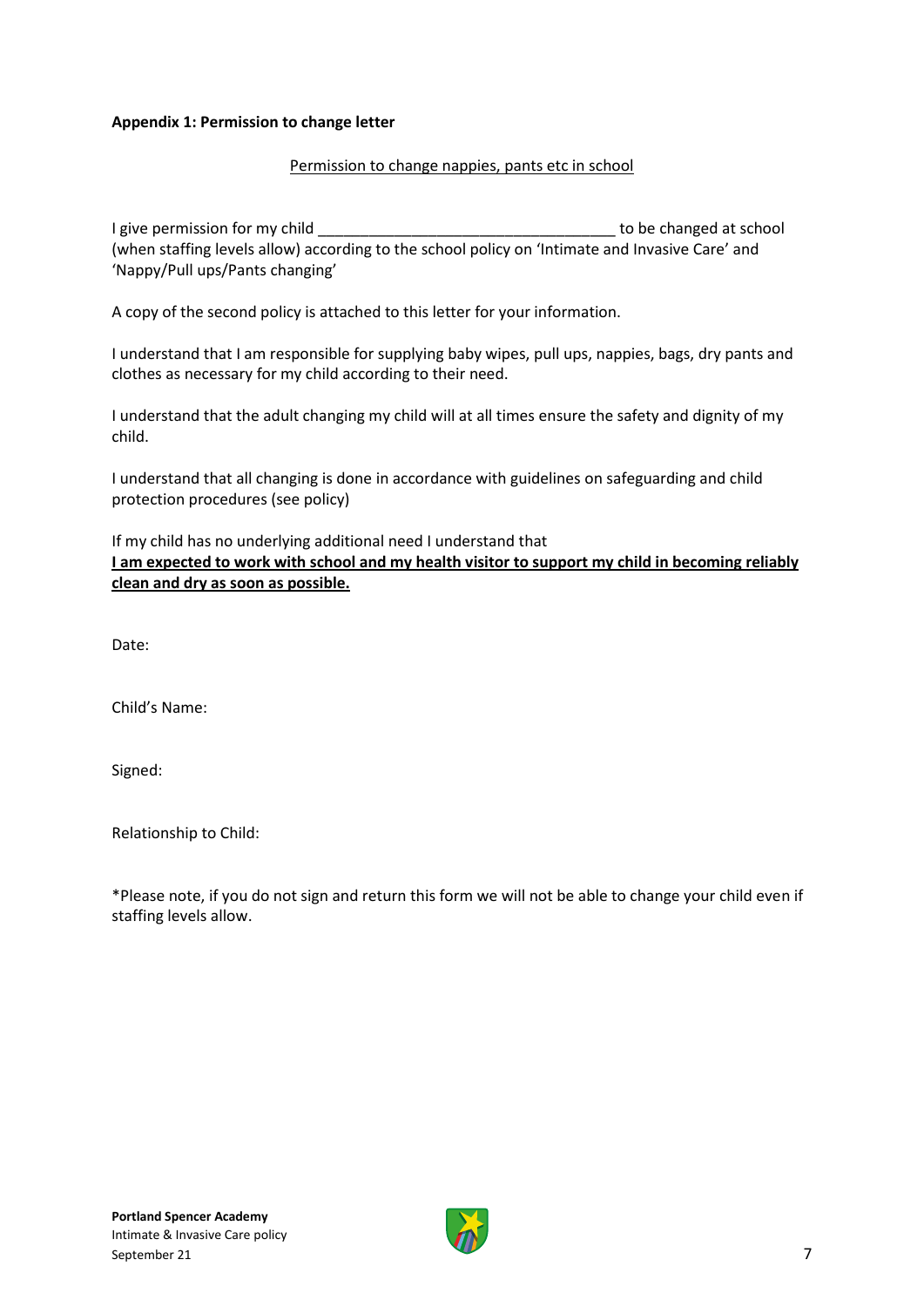**Appendix 1: Permission to change letter**

Permission to change nappies, pants etc in school

I give permission for my child ___________________________________ to be changed at school (when staffing levels allow) according to the school policy on 'Intimate and Invasive Care' and 'Nappy/Pull ups/Pants changing'

A copy of the second policy is attached to this letter for your information.

I understand that I am responsible for supplying baby wipes, pull ups, nappies, bags, dry pants and clothes as necessary for my child according to their need.

I understand that the adult changing my child will at all times ensure the safety and dignity of my child.

I understand that all changing is done in accordance with guidelines on safeguarding and child protection procedures (see policy)

If my child has no underlying additional need I understand that
**I am expected to work with school and my health visitor to support my child in becoming reliably clean and dry as soon as possible.**

Date:

Child's Name:

Signed:

Relationship to Child:

*Please note, if you do not sign and return this form we will not be able to change your child even if staffing levels allow.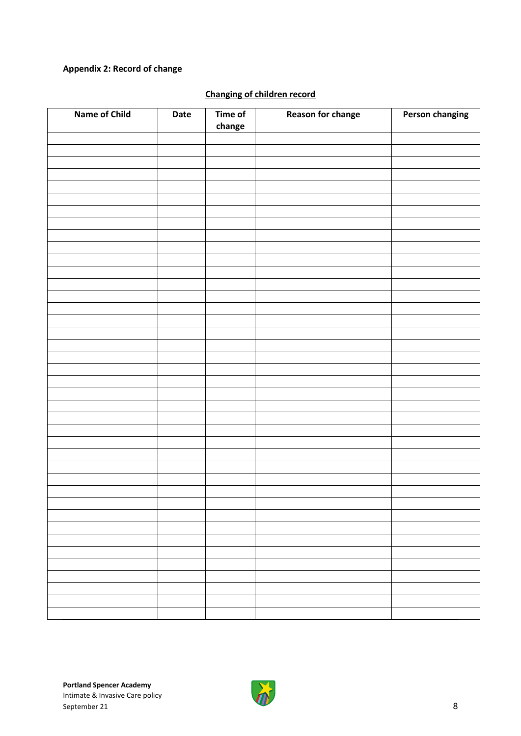**Appendix 2: Record of change**

**Changing of children record**

| Name of Child | Date | Time of change | Reason for change | Person changing |
|---|---|---|---|---|
| | | | | |
| | | | | |
| | | | | |
| | | | | |
| | | | | |
| | | | | |
| | | | | |
| | | | | |
| | | | | |
| | | | | |
| | | | | |
| | | | | |
| | | | | |
| | | | | |
| | | | | |
| | | | | |
| | | | | |
| | | | | |
| | | | | |
| | | | | |
| | | | | |
| | | | | |
| | | | | |
| | | | | |
| | | | | |
| | | | | |
| | | | | |
| | | | | |
| | | | | |
| | | | | |
| | | | | |
| | | | | |
| | | | | |
| | | | | |
| | | | | |
| | | | | |
| | | | | |
| | | | | |
| | | | | |
| | | | | |